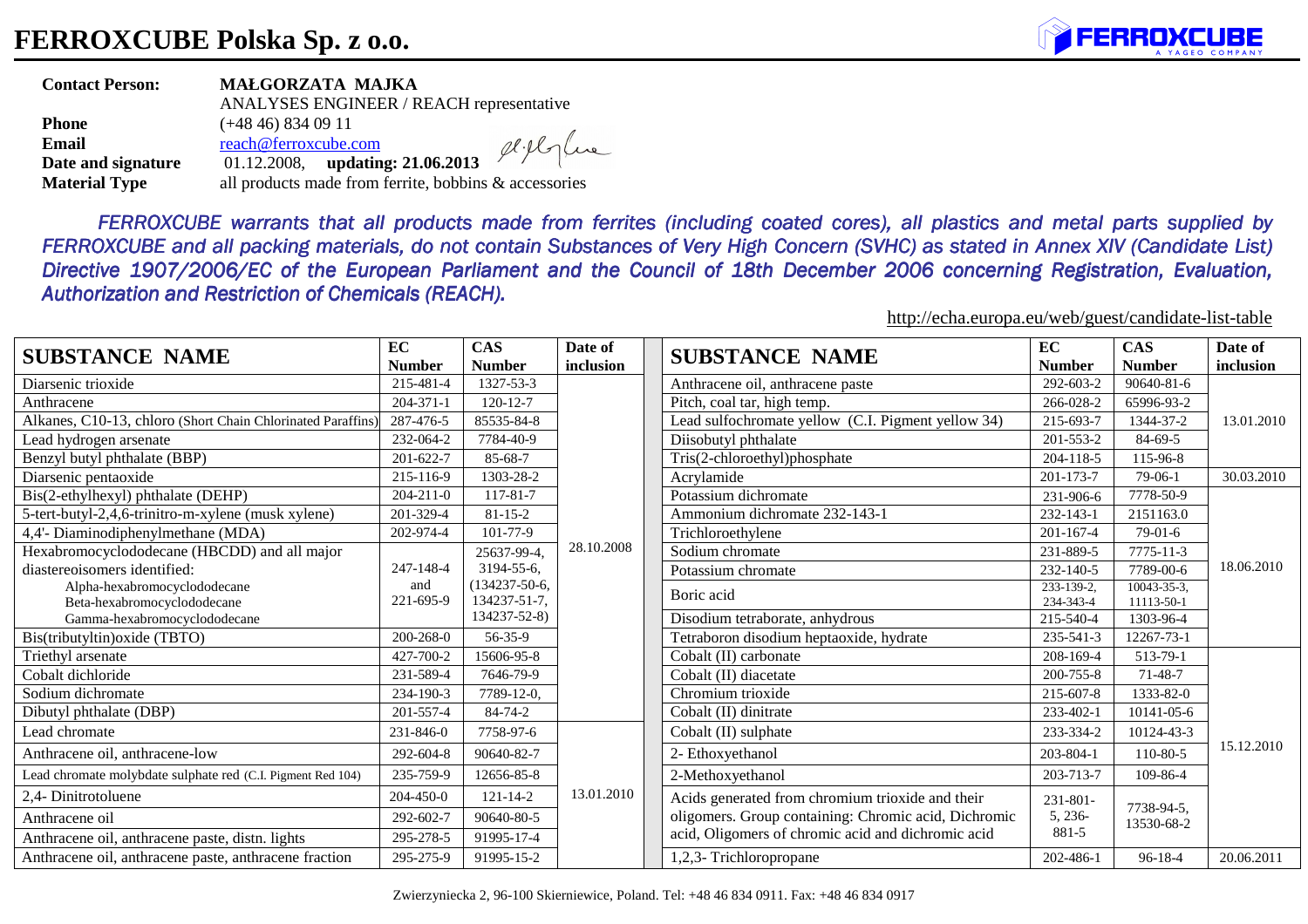# FERROXCUBE Polska Sp. z o.o.

**Contact Person:** **MAŁGORZATA MAJKA**
ANALYSES ENGINEER / REACH representative

**Phone** (+48 46) 834 09 11
**Email** reach@ferroxcube.com
**Date and signature** 01.12.2008, **updating: 21.06.2013**
**Material Type** all products made from ferrite, bobbins & accessories

*FERROXCUBE warrants that all products made from ferrites (including coated cores), all plastics and metal parts supplied by FERROXCUBE and all packing materials, do not contain Substances of Very High Concern (SVHC) as stated in Annex XIV (Candidate List) Directive 1907/2006/EC of the European Parliament and the Council of 18th December 2006 concerning Registration, Evaluation, Authorization and Restriction of Chemicals (REACH).*

http://echa.europa.eu/web/guest/candidate-list-table

| SUBSTANCE NAME | EC Number | CAS Number | Date of inclusion |
|---|---|---|---|
| Diarsenic trioxide | 215-481-4 | 1327-53-3 | 28.10.2008 |
| Anthracene | 204-371-1 | 120-12-7 | 28.10.2008 |
| Alkanes, C10-13, chloro (Short Chain Chlorinated Paraffins) | 287-476-5 | 85535-84-8 | 28.10.2008 |
| Lead hydrogen arsenate | 232-064-2 | 7784-40-9 | 28.10.2008 |
| Benzyl butyl phthalate (BBP) | 201-622-7 | 85-68-7 | 28.10.2008 |
| Diarsenic pentaoxide | 215-116-9 | 1303-28-2 | 28.10.2008 |
| Bis(2-ethylhexyl) phthalate (DEHP) | 204-211-0 | 117-81-7 | 28.10.2008 |
| 5-tert-butyl-2,4,6-trinitro-m-xylene (musk xylene) | 201-329-4 | 81-15-2 | 28.10.2008 |
| 4,4'- Diaminodiphenylmethane (MDA) | 202-974-4 | 101-77-9 | 28.10.2008 |
| Hexabromocyclododecane (HBCDD) and all major diastereoisomers identified: Alpha-hexabromocyclododecane, Beta-hexabromocyclododecane, Gamma-hexabromocyclododecane | 247-148-4 and 221-695-9 | 25637-99-4, 3194-55-6, (134237-50-6, 134237-51-7, 134237-52-8) | 28.10.2008 |
| Bis(tributyltin)oxide (TBTO) | 200-268-0 | 56-35-9 | 28.10.2008 |
| Triethyl arsenate | 427-700-2 | 15606-95-8 | 28.10.2008 |
| Cobalt dichloride | 231-589-4 | 7646-79-9 | 28.10.2008 |
| Sodium dichromate | 234-190-3 | 7789-12-0, | 28.10.2008 |
| Dibutyl phthalate (DBP) | 201-557-4 | 84-74-2 | 28.10.2008 |
| Lead chromate | 231-846-0 | 7758-97-6 | 13.01.2010 |
| Anthracene oil, anthracene-low | 292-604-8 | 90640-82-7 | 13.01.2010 |
| Lead chromate molybdate sulphate red (C.I. Pigment Red 104) | 235-759-9 | 12656-85-8 | 13.01.2010 |
| 2,4- Dinitrotoluene | 204-450-0 | 121-14-2 | 13.01.2010 |
| Anthracene oil | 292-602-7 | 90640-80-5 | 13.01.2010 |
| Anthracene oil, anthracene paste, distn. lights | 295-278-5 | 91995-17-4 | 13.01.2010 |
| Anthracene oil, anthracene paste, anthracene fraction | 295-275-9 | 91995-15-2 | 13.01.2010 |
| Anthracene oil, anthracene paste | 292-603-2 | 90640-81-6 | 13.01.2010 |
| Pitch, coal tar, high temp. | 266-028-2 | 65996-93-2 | 13.01.2010 |
| Lead sulfochromate yellow (C.I. Pigment yellow 34) | 215-693-7 | 1344-37-2 | 13.01.2010 |
| Diisobutyl phthalate | 201-553-2 | 84-69-5 | 13.01.2010 |
| Tris(2-chloroethyl)phosphate | 204-118-5 | 115-96-8 | 13.01.2010 |
| Acrylamide | 201-173-7 | 79-06-1 | 30.03.2010 |
| Potassium dichromate | 231-906-6 | 7778-50-9 | 18.06.2010 |
| Ammonium dichromate 232-143-1 | 232-143-1 | 2151163.0 | 18.06.2010 |
| Trichloroethylene | 201-167-4 | 79-01-6 | 18.06.2010 |
| Sodium chromate | 231-889-5 | 7775-11-3 | 18.06.2010 |
| Potassium chromate | 232-140-5 | 7789-00-6 | 18.06.2010 |
| Boric acid | 233-139-2, 234-343-4 | 10043-35-3, 11113-50-1 | 18.06.2010 |
| Disodium tetraborate, anhydrous | 215-540-4 | 1303-96-4 | 18.06.2010 |
| Tetraboron disodium heptaoxide, hydrate | 235-541-3 | 12267-73-1 | 18.06.2010 |
| Cobalt (II) carbonate | 208-169-4 | 513-79-1 | 15.12.2010 |
| Cobalt (II) diacetate | 200-755-8 | 71-48-7 | 15.12.2010 |
| Chromium trioxide | 215-607-8 | 1333-82-0 | 15.12.2010 |
| Cobalt (II) dinitrate | 233-402-1 | 10141-05-6 | 15.12.2010 |
| Cobalt (II) sulphate | 233-334-2 | 10124-43-3 | 15.12.2010 |
| 2- Ethoxyethanol | 203-804-1 | 110-80-5 | 15.12.2010 |
| 2-Methoxyethanol | 203-713-7 | 109-86-4 | 15.12.2010 |
| Acids generated from chromium trioxide and their oligomers. Group containing: Chromic acid, Dichromic acid, Oligomers of chromic acid and dichromic acid | 231-801-5, 236-881-5 | 7738-94-5, 13530-68-2 | 15.12.2010 |
| 1,2,3- Trichloropropane | 202-486-1 | 96-18-4 | 20.06.2011 |

Zwierzyniecka 2, 96-100 Skierniewice, Poland. Tel: +48 46 834 0911. Fax: +48 46 834 0917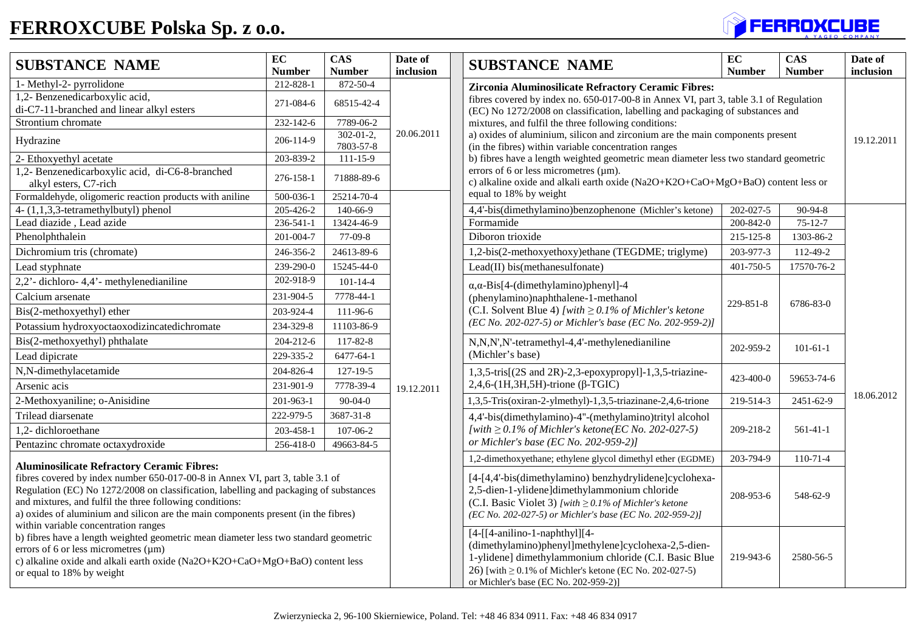# FERROXCUBE Polska Sp. z o.o.

| SUBSTANCE NAME | EC Number | CAS Number | Date of inclusion |
|---|---|---|---|
| 1- Methyl-2- pyrrolidone | 212-828-1 | 872-50-4 | 20.06.2011 |
| 1,2- Benzenedicarboxylic acid, di-C7-11-branched and linear alkyl esters | 271-084-6 | 68515-42-4 | 20.06.2011 |
| Strontium chromate | 232-142-6 | 7789-06-2 | 20.06.2011 |
| Hydrazine | 206-114-9 | 302-01-2, 7803-57-8 | 20.06.2011 |
| 2- Ethoxyethyl acetate | 203-839-2 | 111-15-9 | 20.06.2011 |
| 1,2- Benzenedicarboxylic acid, di-C6-8-branched alkyl esters, C7-rich | 276-158-1 | 71888-89-6 | 20.06.2011 |
| Formaldehyde, oligomeric reaction products with aniline | 500-036-1 | 25214-70-4 | 19.12.2011 |
| 4- (1,1,3,3-tetramethylbutyl) phenol | 205-426-2 | 140-66-9 | 19.12.2011 |
| Lead diazide , Lead azide | 236-541-1 | 13424-46-9 | 19.12.2011 |
| Phenolphthalein | 201-004-7 | 77-09-8 | 19.12.2011 |
| Dichromium tris (chromate) | 246-356-2 | 24613-89-6 | 19.12.2011 |
| Lead styphnate | 239-290-0 | 15245-44-0 | 19.12.2011 |
| 2,2'- dichloro- 4,4'- methylenedianiline | 202-918-9 | 101-14-4 | 19.12.2011 |
| Calcium arsenate | 231-904-5 | 7778-44-1 | 19.12.2011 |
| Bis(2-methoxyethyl) ether | 203-924-4 | 111-96-6 | 19.12.2011 |
| Potassium hydroxyoctaoxodizincatedichromate | 234-329-8 | 11103-86-9 | 19.12.2011 |
| Bis(2-methoxyethyl) phthalate | 204-212-6 | 117-82-8 | 19.12.2011 |
| Lead dipicrate | 229-335-2 | 6477-64-1 | 19.12.2011 |
| N,N-dimethylacetamide | 204-826-4 | 127-19-5 | 19.12.2011 |
| Arsenic acis | 231-901-9 | 7778-39-4 | 19.12.2011 |
| 2-Methoxyaniline; o-Anisidine | 201-963-1 | 90-04-0 | 19.12.2011 |
| Trilead diarsenate | 222-979-5 | 3687-31-8 | 19.12.2011 |
| 1,2- dichloroethane | 203-458-1 | 107-06-2 | 19.12.2011 |
| Pentazinc chromate octaxydroxide | 256-418-0 | 49663-84-5 | 19.12.2011 |
| **Aluminosilicate Refractory Ceramic Fibres:** fibres covered by index number 650-017-00-8 in Annex VI, part 3, table 3.1 of Regulation (EC) No 1272/2008 on classification, labelling and packaging of substances and mixtures, and fulfil the three following conditions: a) oxides of aluminium and silicon are the main components present (in the fibres) within variable concentration ranges b) fibres have a length weighted geometric mean diameter less two standard geometric errors of 6 or less micrometres (µm) c) alkaline oxide and alkali earth oxide ($Na_2O+K_2O+CaO+MgO+BaO$) content less or equal to 18% by weight | | | 19.12.2011 |
| **Zirconia Aluminosilicate Refractory Ceramic Fibres:** fibres covered by index no. 650-017-00-8 in Annex VI, part 3, table 3.1 of Regulation (EC) No 1272/2008 on classification, labelling and packaging of substances and mixtures, and fulfil the three following conditions: a) oxides of aluminium, silicon and zirconium are the main components present (in the fibres) within variable concentration ranges b) fibres have a length weighted geometric mean diameter less two standard geometric errors of 6 or less micrometres (µm). c) alkaline oxide and alkali earth oxide ($Na_2O+K_2O+CaO+MgO+BaO$) content less or equal to 18% by weight | | | 19.12.2011 |
| 4,4'-bis(dimethylamino)benzophenone (Michler's ketone) | 202-027-5 | 90-94-8 | 18.06.2012 |
| Formamide | 200-842-0 | 75-12-7 | 18.06.2012 |
| Diboron trioxide | 215-125-8 | 1303-86-2 | 18.06.2012 |
| 1,2-bis(2-methoxyethoxy)ethane (TEGDME; triglyme) | 203-977-3 | 112-49-2 | 18.06.2012 |
| Lead(II) bis(methanesulfonate) | 401-750-5 | 17570-76-2 | 18.06.2012 |
| α,α-Bis[4-(dimethylamino)phenyl]-4 (phenylamino)naphthalene-1-methanol (C.I. Solvent Blue 4) *[with ≥ 0.1% of Michler's ketone (EC No. 202-027-5) or Michler's base (EC No. 202-959-2)]* | 229-851-8 | 6786-83-0 | 18.06.2012 |
| N,N,N',N'-tetramethyl-4,4'-methylenedianiline (Michler's base) | 202-959-2 | 101-61-1 | 18.06.2012 |
| 1,3,5-tris[(2S and 2R)-2,3-epoxypropyl]-1,3,5-triazine-2,4,6-(1H,3H,5H)-trione (β-TGIC) | 423-400-0 | 59653-74-6 | 18.06.2012 |
| 1,3,5-Tris(oxiran-2-ylmethyl)-1,3,5-triazinane-2,4,6-trione | 219-514-3 | 2451-62-9 | 18.06.2012 |
| 4,4'-bis(dimethylamino)-4''-(methylamino)trityl alcohol *[with ≥ 0.1% of Michler's ketone(EC No. 202-027-5) or Michler's base (EC No. 202-959-2)]* | 209-218-2 | 561-41-1 | 18.06.2012 |
| 1,2-dimethoxyethane; ethylene glycol dimethyl ether (EGDME) | 203-794-9 | 110-71-4 | 18.06.2012 |
| [4-[4,4'-bis(dimethylamino) benzhydrylidene]cyclohexa-2,5-dien-1-ylidene]dimethylammonium chloride (C.I. Basic Violet 3) *[with ≥ 0.1% of Michler's ketone (EC No. 202-027-5) or Michler's base (EC No. 202-959-2)]* | 208-953-6 | 548-62-9 | 18.06.2012 |
| [4-[[4-anilino-1-naphthyl][4-(dimethylamino)phenyl]methylene]cyclohexa-2,5-dien-1-ylidene] dimethylammonium chloride (C.I. Basic Blue 26) [with ≥ 0.1% of Michler's ketone (EC No. 202-027-5) or Michler's base (EC No. 202-959-2)] | 219-943-6 | 2580-56-5 | 18.06.2012 |

Zwierzyniecka 2, 96-100 Skierniewice, Poland. Tel: +48 46 834 0911. Fax: +48 46 834 0917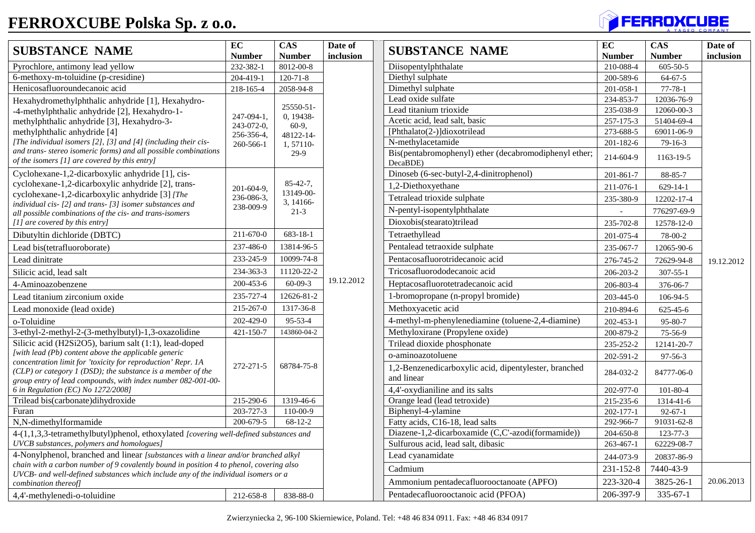# FERROXCUBE Polska Sp. z o.o.

| SUBSTANCE NAME | EC Number | CAS Number | Date of inclusion |
|---|---|---|---|
| Pyrochlore, antimony lead yellow | 232-382-1 | 8012-00-8 | 19.12.2012 |
| 6-methoxy-m-toluidine (p-cresidine) | 204-419-1 | 120-71-8 | 19.12.2012 |
| Henicosafluoroundecanoic acid | 218-165-4 | 2058-94-8 | 19.12.2012 |
| Hexahydromethylphthalic anhydride [1], Hexahydro-4-methylphthalic anhydride [2], Hexahydro-1-methylphthalic anhydride [3], Hexahydro-3-methylphthalic anhydride [4] *[The individual isomers [2], [3] and [4] (including their cis- and trans- stereo isomeric forms) and all possible combinations of the isomers [1] are covered by this entry]* | 247-094-1, 243-072-0, 256-356-4, 260-566-1 | 25550-51-0, 19438-60-9, 48122-14-1, 57110-29-9 | 19.12.2012 |
| Cyclohexane-1,2-dicarboxylic anhydride [1], cis-cyclohexane-1,2-dicarboxylic anhydride [2], trans-cyclohexane-1,2-dicarboxylic anhydride [3] *[The individual cis- [2] and trans- [3] isomer substances and all possible combinations of the cis- and trans-isomers [1] are covered by this entry]* | 201-604-9, 236-086-3, 238-009-9 | 85-42-7, 13149-00-3, 14166-21-3 | 19.12.2012 |
| Dibutyltin dichloride (DBTC) | 211-670-0 | 683-18-1 | 19.12.2012 |
| Lead bis(tetrafluoroborate) | 237-486-0 | 13814-96-5 | 19.12.2012 |
| Lead dinitrate | 233-245-9 | 10099-74-8 | 19.12.2012 |
| Silicic acid, lead salt | 234-363-3 | 11120-22-2 | 19.12.2012 |
| 4-Aminoazobenzene | 200-453-6 | 60-09-3 | 19.12.2012 |
| Lead titanium zirconium oxide | 235-727-4 | 12626-81-2 | 19.12.2012 |
| Lead monoxide (lead oxide) | 215-267-0 | 1317-36-8 | 19.12.2012 |
| o-Toluidine | 202-429-0 | 95-53-4 | 19.12.2012 |
| 3-ethyl-2-methyl-2-(3-methylbutyl)-1,3-oxazolidine | 421-150-7 | 143860-04-2 | 19.12.2012 |
| Silicic acid (H2Si2O5), barium salt (1:1), lead-doped *[with lead (Pb) content above the applicable generic concentration limit for 'toxicity for reproduction' Repr. 1A (CLP) or category 1 (DSD); the substance is a member of the group entry of lead compounds, with index number 082-001-00-6 in Regulation (EC) No 1272/2008]* | 272-271-5 | 68784-75-8 | 19.12.2012 |
| Trilead bis(carbonate)dihydroxide | 215-290-6 | 1319-46-6 | 19.12.2012 |
| Furan | 203-727-3 | 110-00-9 | 19.12.2012 |
| N,N-dimethylformamide | 200-679-5 | 68-12-2 | 19.12.2012 |
| 4-(1,1,3,3-tetramethylbutyl)phenol, ethoxylated *[covering well-defined substances and UVCB substances, polymers and homologues]* | | | 19.12.2012 |
| 4-Nonylphenol, branched and linear *[substances with a linear and/or branched alkyl chain with a carbon number of 9 covalently bound in position 4 to phenol, covering also UVCB- and well-defined substances which include any of the individual isomers or a combination thereof]* | | | 19.12.2012 |
| 4,4'-methylenedi-o-toluidine | 212-658-8 | 838-88-0 | 19.12.2012 |
| Diisopentylphthalate | 210-088-4 | 605-50-5 | 19.12.2012 |
| Diethyl sulphate | 200-589-6 | 64-67-5 | 19.12.2012 |
| Dimethyl sulphate | 201-058-1 | 77-78-1 | 19.12.2012 |
| Lead oxide sulfate | 234-853-7 | 12036-76-9 | 19.12.2012 |
| Lead titanium trioxide | 235-038-9 | 12060-00-3 | 19.12.2012 |
| Acetic acid, lead salt, basic | 257-175-3 | 51404-69-4 | 19.12.2012 |
| [Phthalato(2-)]dioxotrilead | 273-688-5 | 69011-06-9 | 19.12.2012 |
| N-methylacetamide | 201-182-6 | 79-16-3 | 19.12.2012 |
| Bis(pentabromophenyl) ether (decabromodiphenyl ether; DecaBDE) | 214-604-9 | 1163-19-5 | 19.12.2012 |
| Dinoseb (6-sec-butyl-2,4-dinitrophenol) | 201-861-7 | 88-85-7 | 19.12.2012 |
| 1,2-Diethoxyethane | 211-076-1 | 629-14-1 | 19.12.2012 |
| Tetralead trioxide sulphate | 235-380-9 | 12202-17-4 | 19.12.2012 |
| N-pentyl-isopentylphthalate | - | 776297-69-9 | 19.12.2012 |
| Dioxobis(stearato)trilead | 235-702-8 | 12578-12-0 | 19.12.2012 |
| Tetraethyllead | 201-075-4 | 78-00-2 | 19.12.2012 |
| Pentalead tetraoxide sulphate | 235-067-7 | 12065-90-6 | 19.12.2012 |
| Pentacosafluorotridecanoic acid | 276-745-2 | 72629-94-8 | 19.12.2012 |
| Tricosafluorododecanoic acid | 206-203-2 | 307-55-1 | 19.12.2012 |
| Heptacosafluorotetradecanoic acid | 206-803-4 | 376-06-7 | 19.12.2012 |
| 1-bromopropane (n-propyl bromide) | 203-445-0 | 106-94-5 | 19.12.2012 |
| Methoxyacetic acid | 210-894-6 | 625-45-6 | 19.12.2012 |
| 4-methyl-m-phenylenediamine (toluene-2,4-diamine) | 202-453-1 | 95-80-7 | 19.12.2012 |
| Methyloxirane (Propylene oxide) | 200-879-2 | 75-56-9 | 19.12.2012 |
| Trilead dioxide phosphonate | 235-252-2 | 12141-20-7 | 19.12.2012 |
| o-aminoazotoluene | 202-591-2 | 97-56-3 | 19.12.2012 |
| 1,2-Benzenedicarboxylic acid, dipentylester, branched and linear | 284-032-2 | 84777-06-0 | 19.12.2012 |
| 4,4'-oxydianiline and its salts | 202-977-0 | 101-80-4 | 19.12.2012 |
| Orange lead (lead tetroxide) | 215-235-6 | 1314-41-6 | 19.12.2012 |
| Biphenyl-4-ylamine | 202-177-1 | 92-67-1 | 19.12.2012 |
| Fatty acids, C16-18, lead salts | 292-966-7 | 91031-62-8 | 19.12.2012 |
| Diazene-1,2-dicarboxamide (C,C'-azodi(formamide)) | 204-650-8 | 123-77-3 | 19.12.2012 |
| Sulfurous acid, lead salt, dibasic | 263-467-1 | 62229-08-7 | 19.12.2012 |
| Lead cyanamidate | 244-073-9 | 20837-86-9 | 19.12.2012 |
| Cadmium | 231-152-8 | 7440-43-9 | 20.06.2013 |
| Ammonium pentadecafluorooctanoate (APFO) | 223-320-4 | 3825-26-1 | 20.06.2013 |
| Pentadecafluorooctanoic acid (PFOA) | 206-397-9 | 335-67-1 | 20.06.2013 |

Zwierzyniecka 2, 96-100 Skierniewice, Poland. Tel: +48 46 834 0911. Fax: +48 46 834 0917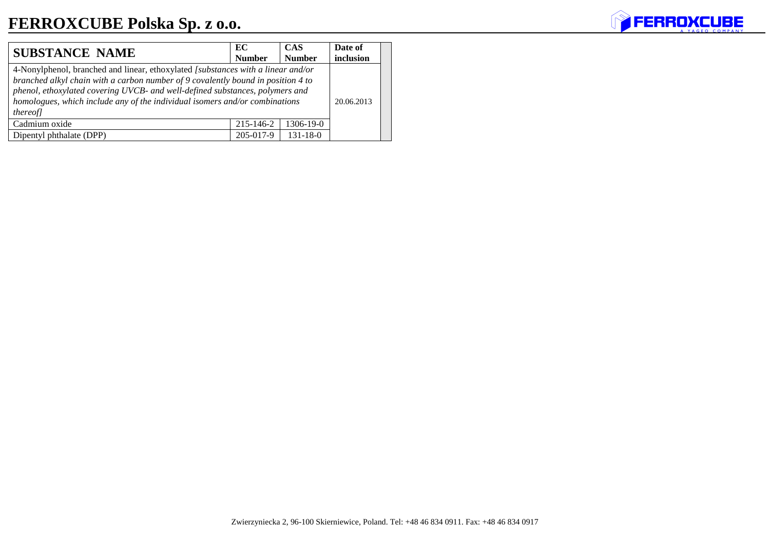| SUBSTANCE NAME | EC Number | CAS Number | Date of inclusion | |
|---|---|---|---|---|
| 4-Nonylphenol, branched and linear, ethoxylated *[substances with a linear and/or branched alkyl chain with a carbon number of 9 covalently bound in position 4 to phenol, ethoxylated covering UVCB- and well-defined substances, polymers and homologues, which include any of the individual isomers and/or combinations thereof]* | | | 20.06.2013 | |
| Cadmium oxide | 215-146-2 | 1306-19-0 | | |
| Dipentyl phthalate (DPP) | 205-017-9 | 131-18-0 | | |